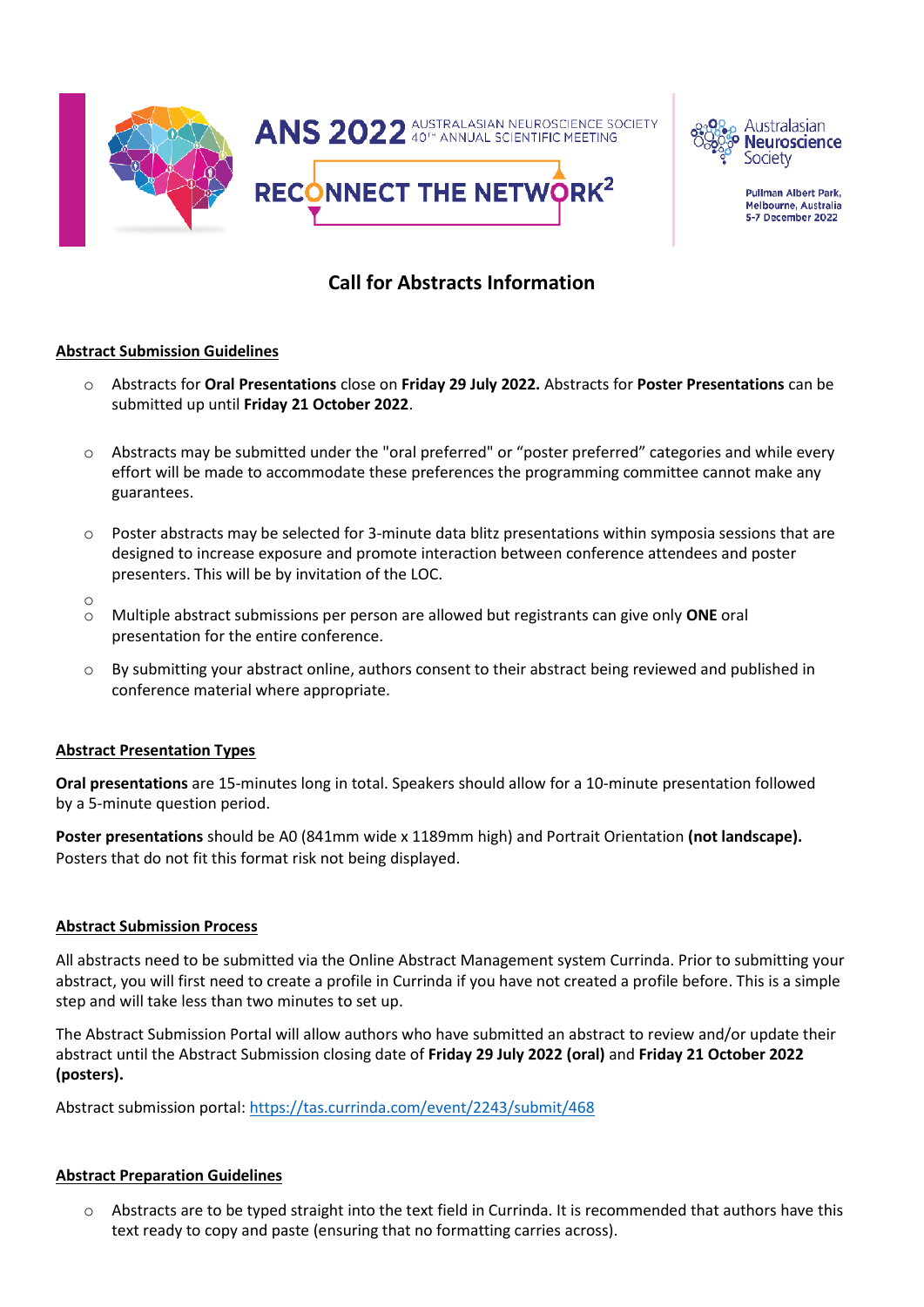ANS 2022 AUSTRALASIAN NEUROSCIENCE SOCIETY 40TH ANNUAL SCIENTIFIC MEETING

RECONNECT THE NETWORK²

Australasian Neuroscience Society

Pullman Albert Park, Melbourne, Australia 5-7 December 2022

# Call for Abstracts Information

## Abstract Submission Guidelines

- Abstracts for **Oral Presentations** close on **Friday 29 July 2022.** Abstracts for **Poster Presentations** can be submitted up until **Friday 21 October 2022**.
- Abstracts may be submitted under the "oral preferred" or "poster preferred" categories and while every effort will be made to accommodate these preferences the programming committee cannot make any guarantees.
- Poster abstracts may be selected for 3-minute data blitz presentations within symposia sessions that are designed to increase exposure and promote interaction between conference attendees and poster presenters. This will be by invitation of the LOC.
- Multiple abstract submissions per person are allowed but registrants can give only **ONE** oral presentation for the entire conference.
- By submitting your abstract online, authors consent to their abstract being reviewed and published in conference material where appropriate.

## Abstract Presentation Types

**Oral presentations** are 15-minutes long in total. Speakers should allow for a 10-minute presentation followed by a 5-minute question period.

**Poster presentations** should be A0 (841mm wide x 1189mm high) and Portrait Orientation **(not landscape).** Posters that do not fit this format risk not being displayed.

## Abstract Submission Process

All abstracts need to be submitted via the Online Abstract Management system Currinda. Prior to submitting your abstract, you will first need to create a profile in Currinda if you have not created a profile before. This is a simple step and will take less than two minutes to set up.

The Abstract Submission Portal will allow authors who have submitted an abstract to review and/or update their abstract until the Abstract Submission closing date of **Friday 29 July 2022 (oral)** and **Friday 21 October 2022 (posters).**

Abstract submission portal: https://tas.currinda.com/event/2243/submit/468

## Abstract Preparation Guidelines

- Abstracts are to be typed straight into the text field in Currinda. It is recommended that authors have this text ready to copy and paste (ensuring that no formatting carries across).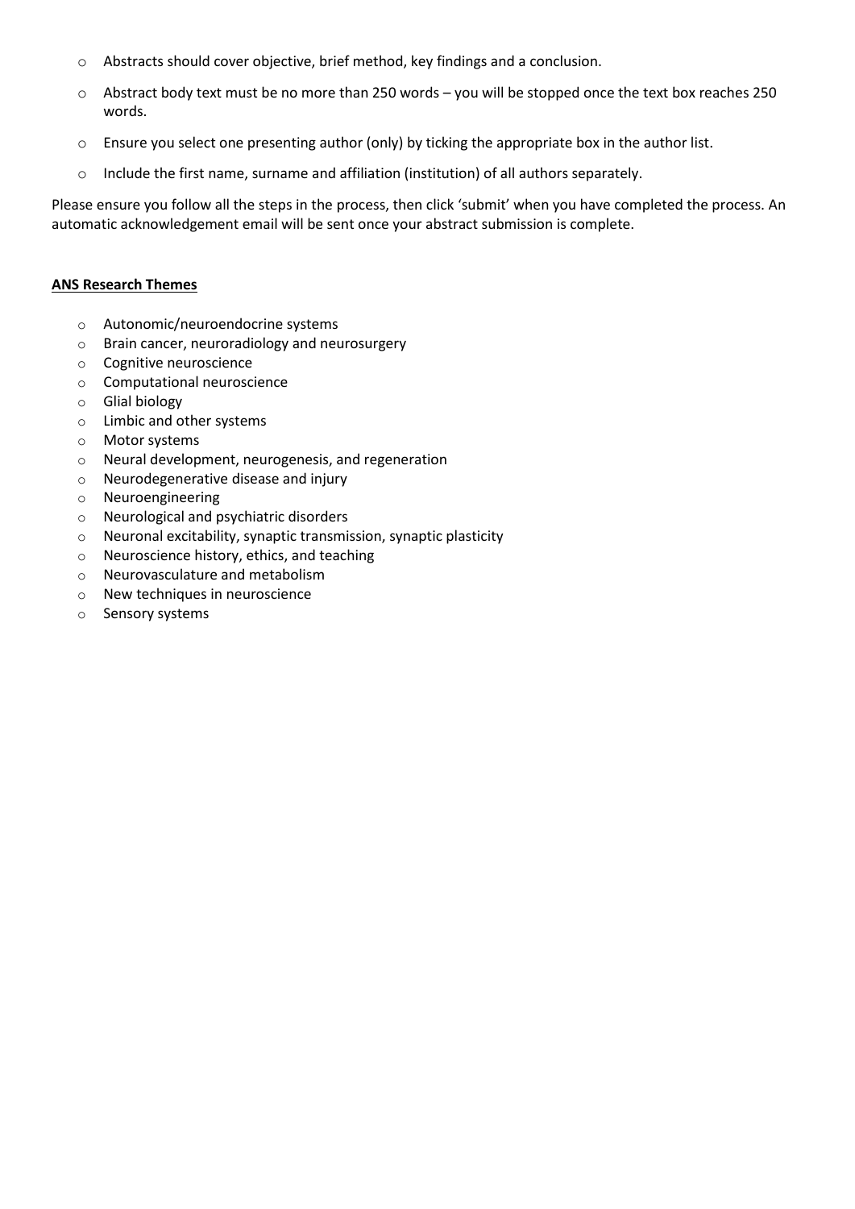- Abstracts should cover objective, brief method, key findings and a conclusion.
- Abstract body text must be no more than 250 words – you will be stopped once the text box reaches 250 words.
- Ensure you select one presenting author (only) by ticking the appropriate box in the author list.
- Include the first name, surname and affiliation (institution) of all authors separately.

Please ensure you follow all the steps in the process, then click 'submit' when you have completed the process. An automatic acknowledgement email will be sent once your abstract submission is complete.

**ANS Research Themes**

- Autonomic/neuroendocrine systems
- Brain cancer, neuroradiology and neurosurgery
- Cognitive neuroscience
- Computational neuroscience
- Glial biology
- Limbic and other systems
- Motor systems
- Neural development, neurogenesis, and regeneration
- Neurodegenerative disease and injury
- Neuroengineering
- Neurological and psychiatric disorders
- Neuronal excitability, synaptic transmission, synaptic plasticity
- Neuroscience history, ethics, and teaching
- Neurovasculature and metabolism
- New techniques in neuroscience
- Sensory systems